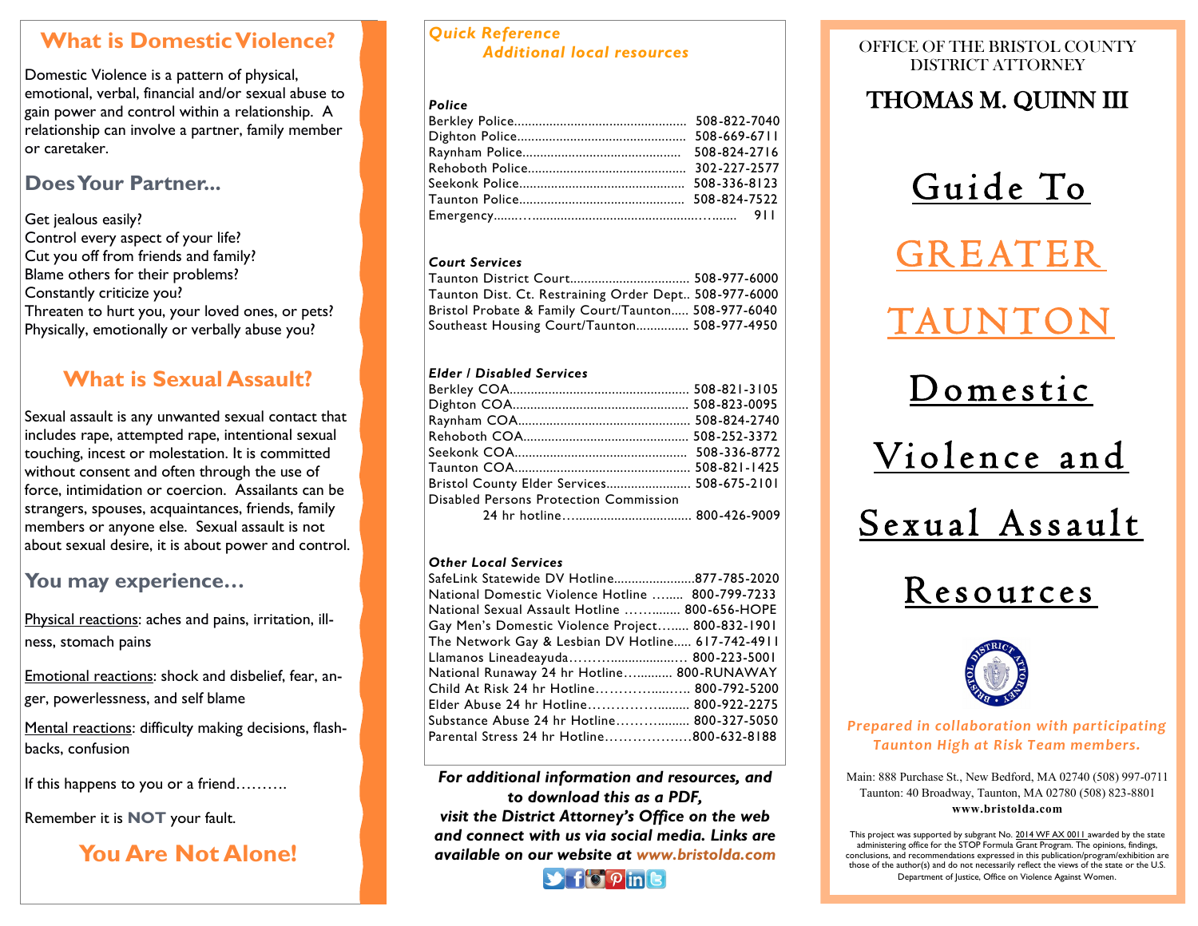## What is Domestic Violence?

Domestic Violence is a pattern of physical, emotional, verbal, financial and/or sexual abuse to gain power and control within a relationship. A relationship can involve a partner, family member or caretaker.

### Does Your Partner...

Get jealous easily?
Control every aspect of your life?
Cut you off from friends and family?
Blame others for their problems?
Constantly criticize you?
Threaten to hurt you, your loved ones, or pets?
Physically, emotionally or verbally abuse you?

## What is Sexual Assault?

Sexual assault is any unwanted sexual contact that includes rape, attempted rape, intentional sexual touching, incest or molestation. It is committed without consent and often through the use of force, intimidation or coercion. Assailants can be strangers, spouses, acquaintances, friends, family members or anyone else. Sexual assault is not about sexual desire, it is about power and control.

### You may experience…

Physical reactions: aches and pains, irritation, illness, stomach pains

Emotional reactions: shock and disbelief, fear, anger, powerlessness, and self blame

Mental reactions: difficulty making decisions, flashbacks, confusion

If this happens to you or a friend……….

Remember it is **NOT** your fault.

## You Are Not Alone!

*Quick Reference*
*Additional local resources*

***Police***

Berkley Police................................................ 508-822-7040
Dighton Police................................................ 508-669-6711
Raynham Police............................................ 508-824-2716
Rehoboth Police............................................ 302-227-2577
Seekonk Police............................................... 508-336-8123
Taunton Police............................................... 508-824-7522
Emergency.......................................................... 911

***Court Services***

Taunton District Court.................................. 508-977-6000
Taunton Dist. Ct. Restraining Order Dept.. 508-977-6000
Bristol Probate & Family Court/Taunton..... 508-977-6040
Southeast Housing Court/Taunton............... 508-977-4950

***Elder / Disabled Services***

Berkley COA.................................................. 508-821-3105
Dighton COA.................................................. 508-823-0095
Raynham COA................................................ 508-824-2740
Rehoboth COA............................................... 508-252-3372
Seekonk COA................................................. 508-336-8772
Taunton COA.................................................. 508-821-1425
Bristol County Elder Services........................ 508-675-2101
Disabled Persons Protection Commission
24 hr hotline.................................... 800-426-9009

***Other Local Services***

SafeLink Statewide DV Hotline.......................877-785-2020
National Domestic Violence Hotline ........ 800-799-7233
National Sexual Assault Hotline ............. 800-656-HOPE
Gay Men's Domestic Violence Project........ 800-832-1901
The Network Gay & Lesbian DV Hotline..... 617-742-4911
Llamanos Lineadeayuda.............................. 800-223-5001
National Runaway 24 hr Hotline............ 800-RUNAWAY
Child At Risk 24 hr Hotline.......................... 800-792-5200
Elder Abuse 24 hr Hotline........................... 800-922-2275
Substance Abuse 24 hr Hotline.................. 800-327-5050
Parental Stress 24 hr Hotline......................800-632-8188

***For additional information and resources, and to download this as a PDF, visit the District Attorney's Office on the web and connect with us via social media. Links are available on our website at www.bristolda.com***

OFFICE OF THE BRISTOL COUNTY DISTRICT ATTORNEY

# THOMAS M. QUINN III

# Guide To GREATER TAUNTON Domestic Violence and Sexual Assault Resources

*Prepared in collaboration with participating Taunton High at Risk Team members.*

Main: 888 Purchase St., New Bedford, MA 02740 (508) 997-0711
Taunton: 40 Broadway, Taunton, MA 02780 (508) 823-8801
**www.bristolda.com**

This project was supported by subgrant No. 2014 WF AX 0011 awarded by the state administering office for the STOP Formula Grant Program. The opinions, findings, conclusions, and recommendations expressed in this publication/program/exhibition are those of the author(s) and do not necessarily reflect the views of the state or the U.S. Department of Justice, Office on Violence Against Women.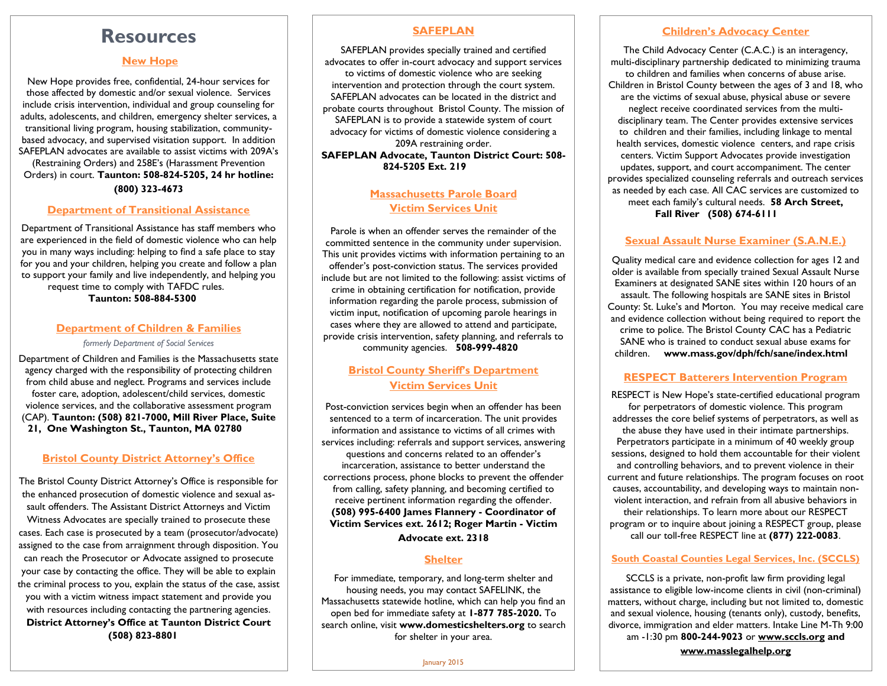# Resources

## New Hope

New Hope provides free, confidential, 24-hour services for those affected by domestic and/or sexual violence. Services include crisis intervention, individual and group counseling for adults, adolescents, and children, emergency shelter services, a transitional living program, housing stabilization, community-based advocacy, and supervised visitation support. In addition SAFEPLAN advocates are available to assist victims with 209A's (Restraining Orders) and 258E's (Harassment Prevention Orders) in court. **Taunton: 508-824-5205, 24 hr hotline: (800) 323-4673**

## Department of Transitional Assistance

Department of Transitional Assistance has staff members who are experienced in the field of domestic violence who can help you in many ways including: helping to find a safe place to stay for you and your children, helping you create and follow a plan to support your family and live independently, and helping you request time to comply with TAFDC rules.
**Taunton: 508-884-5300**

## Department of Children & Families

*formerly Department of Social Services*

Department of Children and Families is the Massachusetts state agency charged with the responsibility of protecting children from child abuse and neglect. Programs and services include foster care, adoption, adolescent/child services, domestic violence services, and the collaborative assessment program (CAP). **Taunton: (508) 821-7000, Mill River Place, Suite 21, One Washington St., Taunton, MA 02780**

## Bristol County District Attorney's Office

The Bristol County District Attorney's Office is responsible for the enhanced prosecution of domestic violence and sexual assault offenders. The Assistant District Attorneys and Victim Witness Advocates are specially trained to prosecute these cases. Each case is prosecuted by a team (prosecutor/advocate) assigned to the case from arraignment through disposition. You can reach the Prosecutor or Advocate assigned to prosecute your case by contacting the office. They will be able to explain the criminal process to you, explain the status of the case, assist you with a victim witness impact statement and provide you with resources including contacting the partnering agencies.
**District Attorney's Office at Taunton District Court (508) 823-8801**

## SAFEPLAN

SAFEPLAN provides specially trained and certified advocates to offer in-court advocacy and support services to victims of domestic violence who are seeking intervention and protection through the court system. SAFEPLAN advocates can be located in the district and probate courts throughout Bristol County. The mission of SAFEPLAN is to provide a statewide system of court advocacy for victims of domestic violence considering a 209A restraining order.
**SAFEPLAN Advocate, Taunton District Court: 508-824-5205 Ext. 219**

## Massachusetts Parole Board Victim Services Unit

Parole is when an offender serves the remainder of the committed sentence in the community under supervision. This unit provides victims with information pertaining to an offender's post-conviction status. The services provided include but are not limited to the following: assist victims of crime in obtaining certification for notification, provide information regarding the parole process, submission of victim input, notification of upcoming parole hearings in cases where they are allowed to attend and participate, provide crisis intervention, safety planning, and referrals to community agencies. **508-999-4820**

## Bristol County Sheriff's Department Victim Services Unit

Post-conviction services begin when an offender has been sentenced to a term of incarceration. The unit provides information and assistance to victims of all crimes with services including: referrals and support services, answering questions and concerns related to an offender's incarceration, assistance to better understand the corrections process, phone blocks to prevent the offender from calling, safety planning, and becoming certified to receive pertinent information regarding the offender.
**(508) 995-6400 James Flannery - Coordinator of Victim Services ext. 2612; Roger Martin - Victim Advocate ext. 2318**

## Shelter

For immediate, temporary, and long-term shelter and housing needs, you may contact SAFELINK, the Massachusetts statewide hotline, which can help you find an open bed for immediate safety at **1-877 785-2020.** To search online, visit **www.domesticshelters.org** to search for shelter in your area.

January 2015

## Children's Advocacy Center

The Child Advocacy Center (C.A.C.) is an interagency, multi-disciplinary partnership dedicated to minimizing trauma to children and families when concerns of abuse arise. Children in Bristol County between the ages of 3 and 18, who are the victims of sexual abuse, physical abuse or severe neglect receive coordinated services from the multi-disciplinary team. The Center provides extensive services to children and their families, including linkage to mental health services, domestic violence centers, and rape crisis centers. Victim Support Advocates provide investigation updates, support, and court accompaniment. The center provides specialized counseling referrals and outreach services as needed by each case. All CAC services are customized to meet each family's cultural needs. **58 Arch Street, Fall River (508) 674-6111**

## Sexual Assault Nurse Examiner (S.A.N.E.)

Quality medical care and evidence collection for ages 12 and older is available from specially trained Sexual Assault Nurse Examiners at designated SANE sites within 120 hours of an assault. The following hospitals are SANE sites in Bristol County: St. Luke's and Morton. You may receive medical care and evidence collection without being required to report the crime to police. The Bristol County CAC has a Pediatric SANE who is trained to conduct sexual abuse exams for children. **www.mass.gov/dph/fch/sane/index.html**

## RESPECT Batterers Intervention Program

RESPECT is New Hope's state-certified educational program for perpetrators of domestic violence. This program addresses the core belief systems of perpetrators, as well as the abuse they have used in their intimate partnerships. Perpetrators participate in a minimum of 40 weekly group sessions, designed to hold them accountable for their violent and controlling behaviors, and to prevent violence in their current and future relationships. The program focuses on root causes, accountability, and developing ways to maintain non-violent interaction, and refrain from all abusive behaviors in their relationships. To learn more about our RESPECT program or to inquire about joining a RESPECT group, please call our toll-free RESPECT line at **(877) 222-0083**.

## South Coastal Counties Legal Services, Inc. (SCCLS)

SCCLS is a private, non-profit law firm providing legal assistance to eligible low-income clients in civil (non-criminal) matters, without charge, including but not limited to, domestic and sexual violence, housing (tenants only), custody, benefits, divorce, immigration and elder matters. Intake Line M-Th 9:00 am -1:30 pm **800-244-9023** or **www.sccls.org and www.masslegalhelp.org**